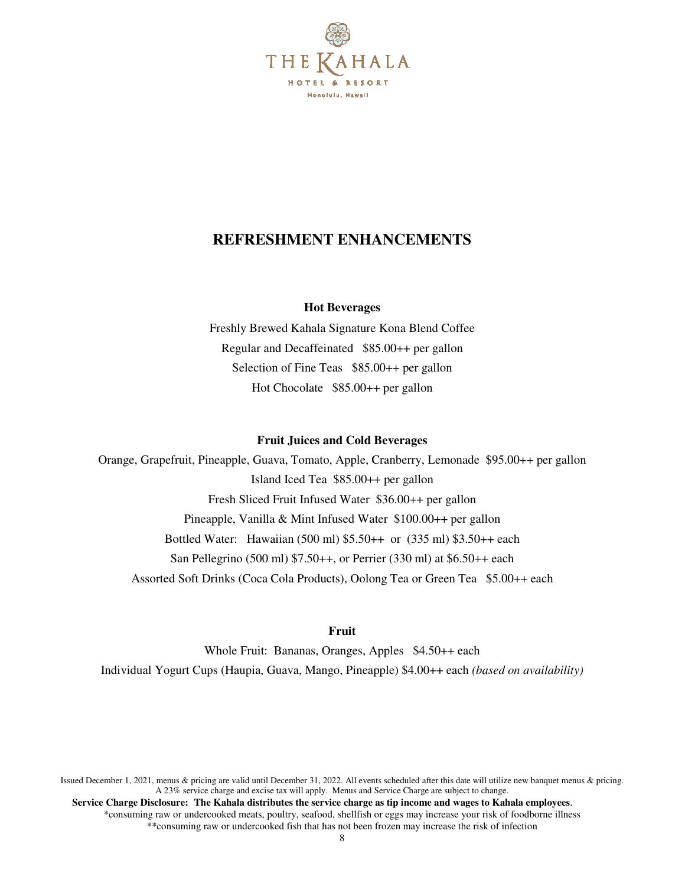THE KAHALA

HOTEL & RESORT

Honolulu, Hawaii

# REFRESHMENT ENHANCEMENTS

### Hot Beverages

Freshly Brewed Kahala Signature Kona Blend Coffee

Regular and Decaffeinated   $85.00++ per gallon

Selection of Fine Teas   $85.00++ per gallon

Hot Chocolate   $85.00++ per gallon

### Fruit Juices and Cold Beverages

Orange, Grapefruit, Pineapple, Guava, Tomato, Apple, Cranberry, Lemonade  $95.00++ per gallon

Island Iced Tea  $85.00++ per gallon

Fresh Sliced Fruit Infused Water  $36.00++ per gallon

Pineapple, Vanilla & Mint Infused Water  $100.00++ per gallon

Bottled Water:   Hawaiian (500 ml) $5.50++  or  (335 ml) $3.50++ each

San Pellegrino (500 ml) $7.50++, or Perrier (330 ml) at $6.50++ each

Assorted Soft Drinks (Coca Cola Products), Oolong Tea or Green Tea   $5.00++ each

### Fruit

Whole Fruit:  Bananas, Oranges, Apples   $4.50++ each

Individual Yogurt Cups (Haupia, Guava, Mango, Pineapple) $4.00++ each *(based on availability)*

Issued December 1, 2021, menus & pricing are valid until December 31, 2022. All events scheduled after this date will utilize new banquet menus & pricing. A 23% service charge and excise tax will apply.  Menus and Service Charge are subject to change.

**Service Charge Disclosure:  The Kahala distributes the service charge as tip income and wages to Kahala employees**.

*consuming raw or undercooked meats, poultry, seafood, shellfish or eggs may increase your risk of foodborne illness

**consuming raw or undercooked fish that has not been frozen may increase the risk of infection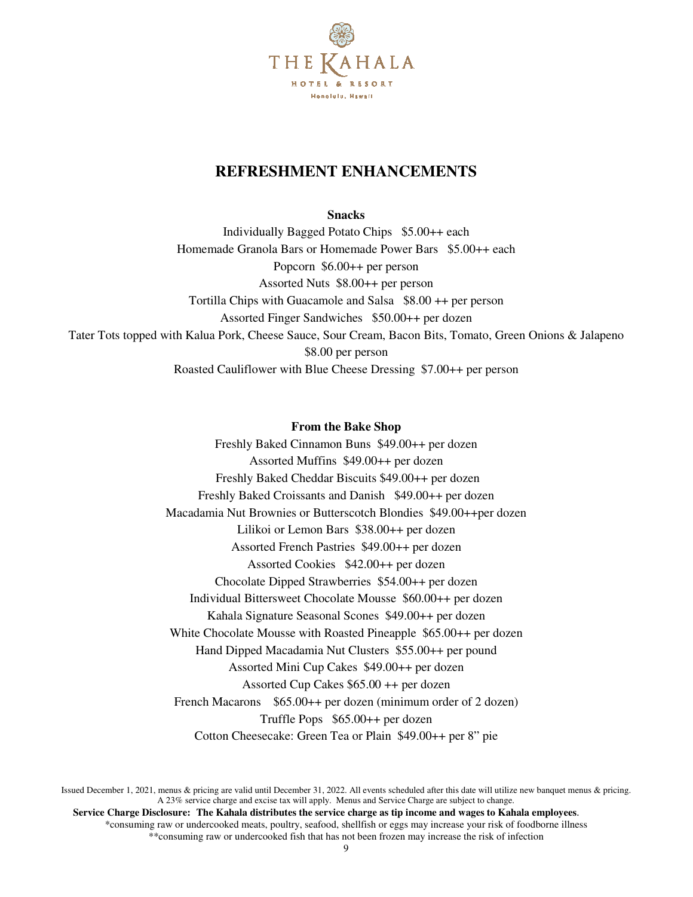THE KAHALA

HOTEL & RESORT

Honolulu, Hawaii

## REFRESHMENT ENHANCEMENTS

**Snacks**

Individually Bagged Potato Chips $5.00++ each

Homemade Granola Bars or Homemade Power Bars $5.00++ each

Popcorn $6.00++ per person

Assorted Nuts $8.00++ per person

Tortilla Chips with Guacamole and Salsa $8.00 ++ per person

Assorted Finger Sandwiches $50.00++ per dozen

Tater Tots topped with Kalua Pork, Cheese Sauce, Sour Cream, Bacon Bits, Tomato, Green Onions & Jalapeno $8.00 per person

Roasted Cauliflower with Blue Cheese Dressing $7.00++ per person

**From the Bake Shop**

Freshly Baked Cinnamon Buns $49.00++ per dozen

Assorted Muffins $49.00++ per dozen

Freshly Baked Cheddar Biscuits $49.00++ per dozen

Freshly Baked Croissants and Danish $49.00++ per dozen

Macadamia Nut Brownies or Butterscotch Blondies $49.00++per dozen

Lilikoi or Lemon Bars $38.00++ per dozen

Assorted French Pastries $49.00++ per dozen

Assorted Cookies $42.00++ per dozen

Chocolate Dipped Strawberries $54.00++ per dozen

Individual Bittersweet Chocolate Mousse $60.00++ per dozen

Kahala Signature Seasonal Scones $49.00++ per dozen

White Chocolate Mousse with Roasted Pineapple $65.00++ per dozen

Hand Dipped Macadamia Nut Clusters $55.00++ per pound

Assorted Mini Cup Cakes $49.00++ per dozen

Assorted Cup Cakes $65.00 ++ per dozen

French Macarons $65.00++ per dozen (minimum order of 2 dozen)

Truffle Pops $65.00++ per dozen

Cotton Cheesecake: Green Tea or Plain $49.00++ per 8" pie

Issued December 1, 2021, menus & pricing are valid until December 31, 2022. All events scheduled after this date will utilize new banquet menus & pricing. A 23% service charge and excise tax will apply. Menus and Service Charge are subject to change.

**Service Charge Disclosure: The Kahala distributes the service charge as tip income and wages to Kahala employees**.

*consuming raw or undercooked meats, poultry, seafood, shellfish or eggs may increase your risk of foodborne illness

**consuming raw or undercooked fish that has not been frozen may increase the risk of infection